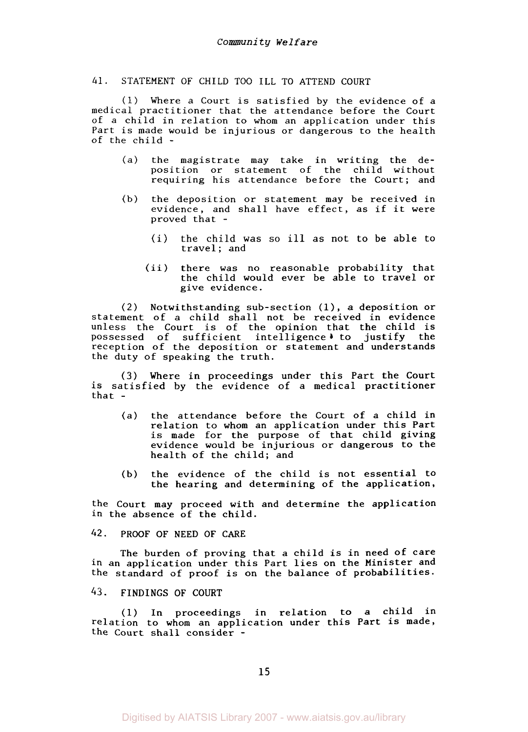## 41. STATEMENT OF CHILD TOO ILL TO ATTEND COURT

(1) Where a Court is satisfied by the evidence of a medical practitioner that the attendance before the Court of a child in relation to whom an application under this Part is made would be injurious or dangerous to the health of the child -

- (a) the magistrate may take in writing the deposition or statement of the child without requiring his attendance before the Court; and
- (b) the deposition or statement may be received in evidence, and shall have effect, as if it were proved that -
  - (i) the child was so ill as not to be able to travel; and
  - (ii) there was no reasonable probability that the child would ever be able to travel or give evidence.

(2) Notwithstanding sub-section (1), a deposition or statement of a child shall not be received in evidence unless the Court is of the opinion that the child is possessed of sufficient intelligence to justify the reception of the deposition or statement and understands the duty of speaking the truth.

(3) Where in proceedings under this Part the Court is satisfied by the evidence of a medical practitioner that -

- (a) the attendance before the Court of a child in relation to whom an application under this Part is made for the purpose of that child giving evidence would be injurious or dangerous to the health of the child; and
- (b) the evidence of the child is not essential to the hearing and determining of the application,

the Court may proceed with and determine the application in the absence of the child.

## 42. PROOF OF NEED OF CARE

The burden of proving that a child is in need of care in an application under this Part lies on the Minister and the standard of proof is on the balance of probabilities.

## 43. FINDINGS OF COURT

(1) In proceedings in relation to a child in relation to whom an application under this Part is made, the Court shall consider -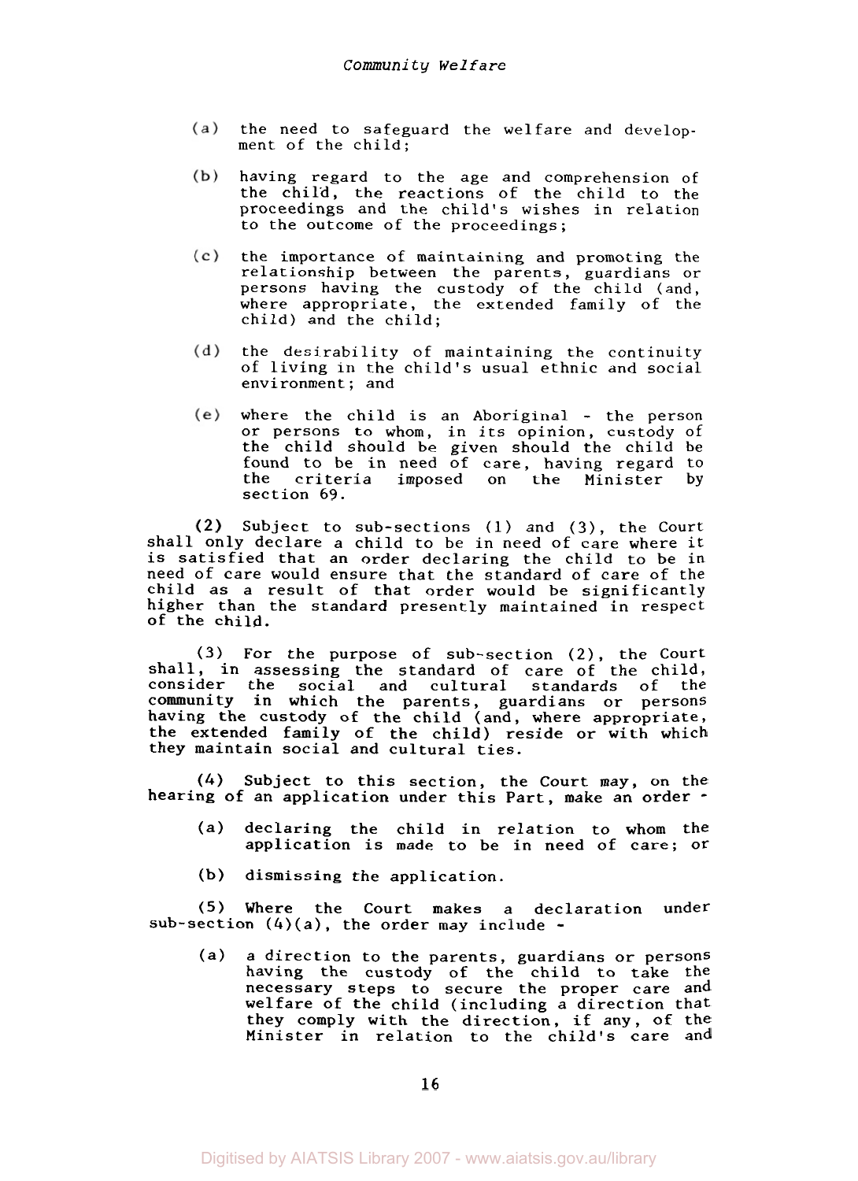(a) the need to safeguard the welfare and development of the child;

(b) having regard to the age and comprehension of the child, the reactions of the child to the proceedings and the child's wishes in relation to the outcome of the proceedings;

(c) the importance of maintaining and promoting the relationship between the parents, guardians or persons having the custody of the child (and, where appropriate, the extended family of the child) and the child;

(d) the desirability of maintaining the continuity of living in the child's usual ethnic and social environment; and

(e) where the child is an Aboriginal - the person or persons to whom, in its opinion, custody of the child should be given should the child be found to be in need of care, having regard to the criteria imposed on the Minister by section 69.

(2) Subject to sub-sections (1) and (3), the Court shall only declare a child to be in need of care where it is satisfied that an order declaring the child to be in need of care would ensure that the standard of care of the child as a result of that order would be significantly higher than the standard presently maintained in respect of the child.

(3) For the purpose of sub-section (2), the Court shall, in assessing the standard of care of the child, consider the social and cultural standards of the community in which the parents, guardians or persons having the custody of the child (and, where appropriate, the extended family of the child) reside or with which they maintain social and cultural ties.

(4) Subject to this section, the Court may, on the hearing of an application under this Part, make an order -

(a) declaring the child in relation to whom the application is made to be in need of care; or

(b) dismissing the application.

(5) Where the Court makes a declaration under sub-section (4)(a), the order may include -

(a) a direction to the parents, guardians or persons having the custody of the child to take the necessary steps to secure the proper care and welfare of the child (including a direction that they comply with the direction, if any, of the Minister in relation to the child's care and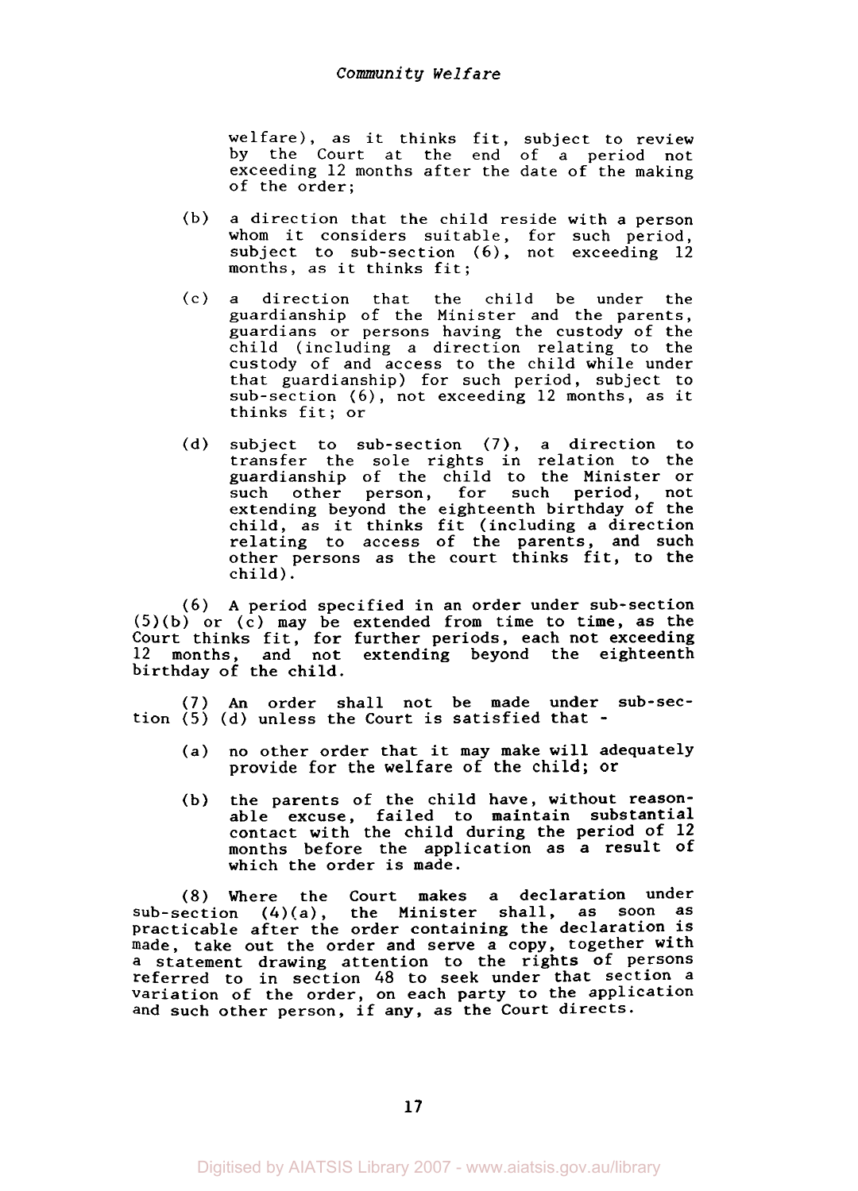welfare), as it thinks fit, subject to review by the Court at the end of a period not exceeding 12 months after the date of the making of the order;

(b) a direction that the child reside with a person whom it considers suitable, for such period, subject to sub-section (6), not exceeding 12 months, as it thinks fit;

(c) a direction that the child be under the guardianship of the Minister and the parents, guardians or persons having the custody of the child (including a direction relating to the custody of and access to the child while under that guardianship) for such period, subject to sub-section (6), not exceeding 12 months, as it thinks fit; or

(d) subject to sub-section (7), a direction to transfer the sole rights in relation to the guardianship of the child to the Minister or such other person, for such period, not extending beyond the eighteenth birthday of the child, as it thinks fit (including a direction relating to access of the parents, and such other persons as the court thinks fit, to the child).

(6) A period specified in an order under sub-section (5)(b) or (c) may be extended from time to time, as the Court thinks fit, for further periods, each not exceeding 12 months, and not extending beyond the eighteenth birthday of the child.

(7) An order shall not be made under sub-section (5) (d) unless the Court is satisfied that -

(a) no other order that it may make will adequately provide for the welfare of the child; or

(b) the parents of the child have, without reasonable excuse, failed to maintain substantial contact with the child during the period of 12 months before the application as a result of which the order is made.

(8) Where the Court makes a declaration under sub-section (4)(a), the Minister shall, as soon as practicable after the order containing the declaration is made, take out the order and serve a copy, together with a statement drawing attention to the rights of persons referred to in section 48 to seek under that section a variation of the order, on each party to the application and such other person, if any, as the Court directs.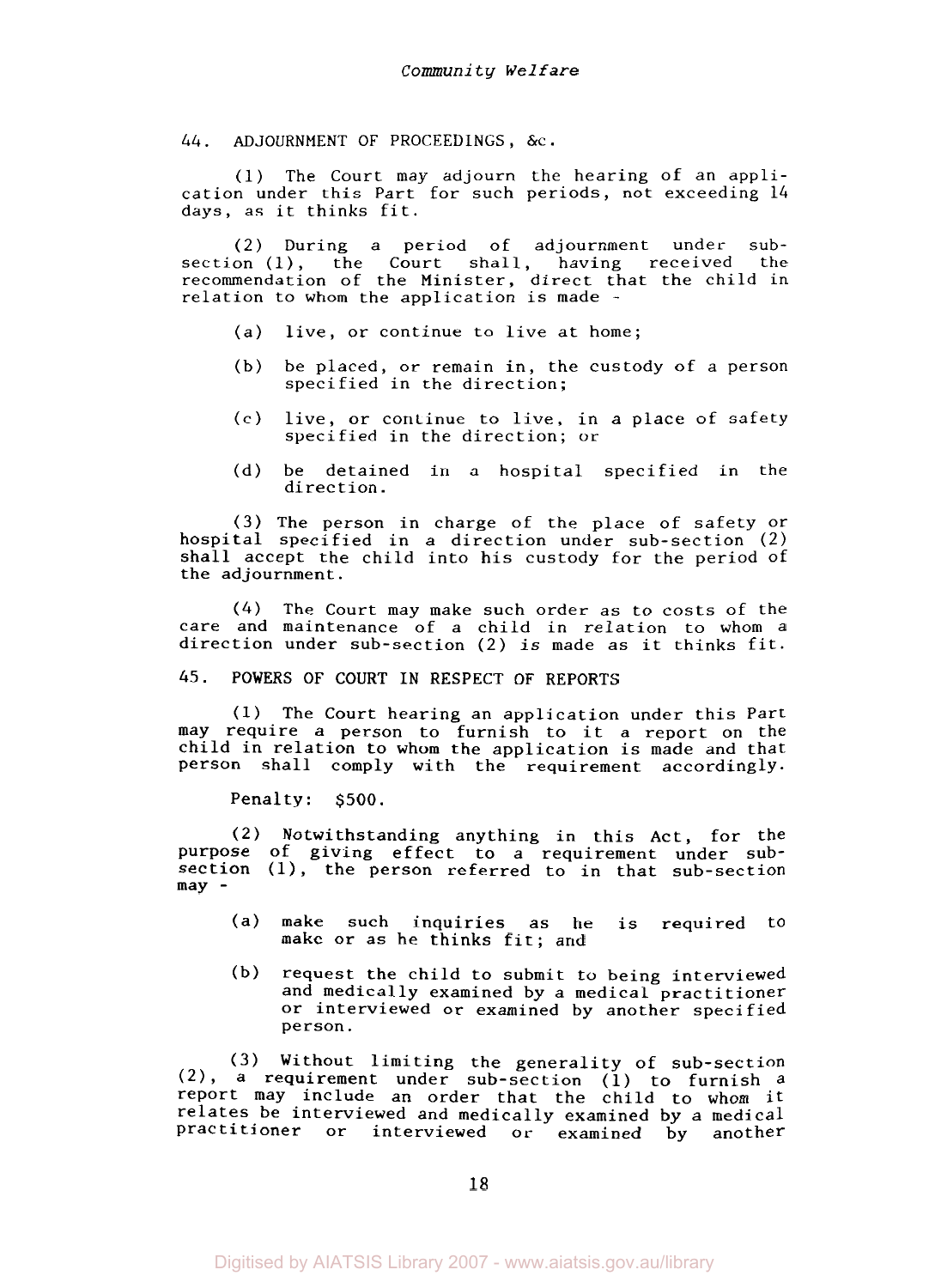## 44. ADJOURNMENT OF PROCEEDINGS, &c.

(1) The Court may adjourn the hearing of an application under this Part for such periods, not exceeding 14 days, as it thinks fit.

(2) During a period of adjournment under sub-section (1), the Court shall, having received the recommendation of the Minister, direct that the child in relation to whom the application is made -

- (a) live, or continue to live at home;
- (b) be placed, or remain in, the custody of a person specified in the direction;
- (c) live, or continue to live, in a place of safety specified in the direction; or
- (d) be detained in a hospital specified in the direction.

(3) The person in charge of the place of safety or hospital specified in a direction under sub-section (2) shall accept the child into his custody for the period of the adjournment.

(4) The Court may make such order as to costs of the care and maintenance of a child in relation to whom a direction under sub-section (2) is made as it thinks fit.

## 45. POWERS OF COURT IN RESPECT OF REPORTS

(1) The Court hearing an application under this Part may require a person to furnish to it a report on the child in relation to whom the application is made and that person shall comply with the requirement accordingly.

Penalty: $500.

(2) Notwithstanding anything in this Act, for the purpose of giving effect to a requirement under sub-section (1), the person referred to in that sub-section may -

- (a) make such inquiries as he is required to make or as he thinks fit; and
- (b) request the child to submit to being interviewed and medically examined by a medical practitioner or interviewed or examined by another specified person.

(3) Without limiting the generality of sub-section (2), a requirement under sub-section (1) to furnish a report may include an order that the child to whom it relates be interviewed and medically examined by a medical practitioner or interviewed or examined by another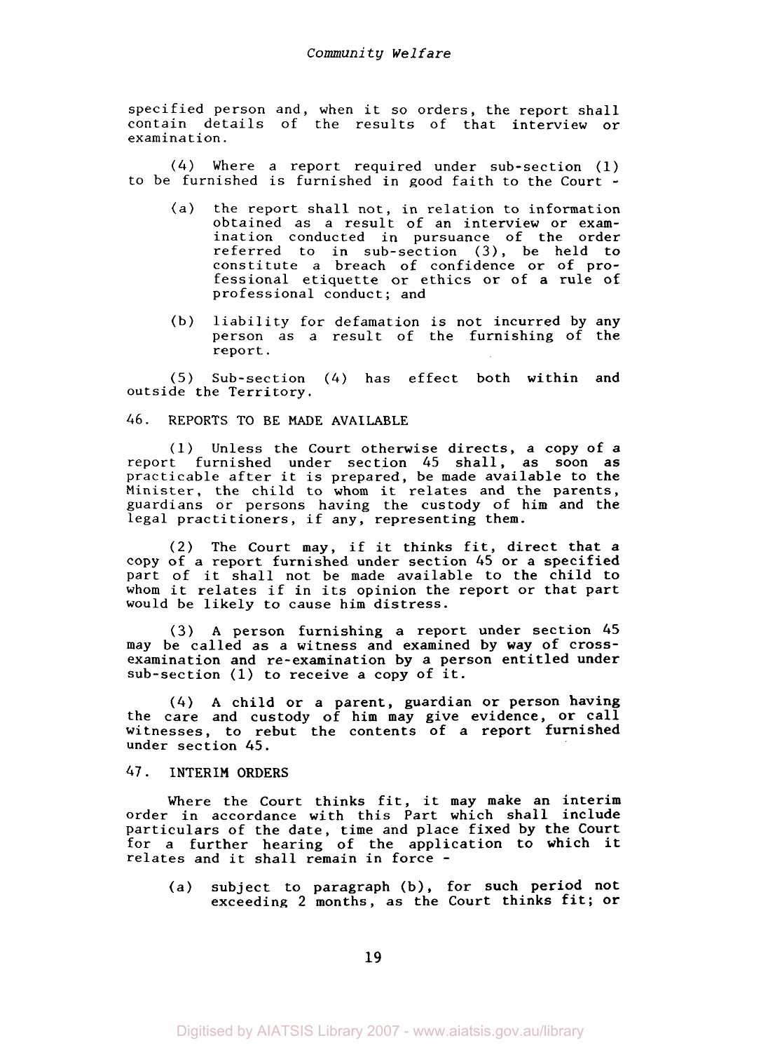specified person and, when it so orders, the report shall contain details of the results of that interview or examination.

(4) Where a report required under sub-section (1) to be furnished is furnished in good faith to the Court -

(a) the report shall not, in relation to information obtained as a result of an interview or examination conducted in pursuance of the order referred to in sub-section (3), be held to constitute a breach of confidence or of professional etiquette or ethics or of a rule of professional conduct; and

(b) liability for defamation is not incurred by any person as a result of the furnishing of the report.

(5) Sub-section (4) has effect both within and outside the Territory.

## 46. REPORTS TO BE MADE AVAILABLE

(1) Unless the Court otherwise directs, a copy of a report furnished under section 45 shall, as soon as practicable after it is prepared, be made available to the Minister, the child to whom it relates and the parents, guardians or persons having the custody of him and the legal practitioners, if any, representing them.

(2) The Court may, if it thinks fit, direct that a copy of a report furnished under section 45 or a specified part of it shall not be made available to the child to whom it relates if in its opinion the report or that part would be likely to cause him distress.

(3) A person furnishing a report under section 45 may be called as a witness and examined by way of cross-examination and re-examination by a person entitled under sub-section (1) to receive a copy of it.

(4) A child or a parent, guardian or person having the care and custody of him may give evidence, or call witnesses, to rebut the contents of a report furnished under section 45.

## 47. INTERIM ORDERS

Where the Court thinks fit, it may make an interim order in accordance with this Part which shall include particulars of the date, time and place fixed by the Court for a further hearing of the application to which it relates and it shall remain in force -

(a) subject to paragraph (b), for such period not exceeding 2 months, as the Court thinks fit; or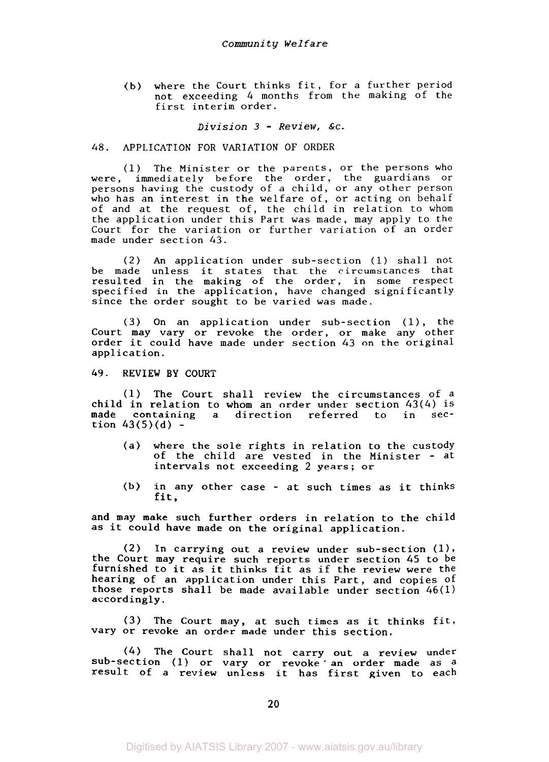(b) where the Court thinks fit, for a further period not exceeding 4 months from the making of the first interim order.

*Division 3 - Review, &c.*

### 48. APPLICATION FOR VARIATION OF ORDER

(1) The Minister or the parents, or the persons who were, immediately before the order, the guardians or persons having the custody of a child, or any other person who has an interest in the welfare of, or acting on behalf of and at the request of, the child in relation to whom the application under this Part was made, may apply to the Court for the variation or further variation of an order made under section 43.

(2) An application under sub-section (1) shall not be made unless it states that the circumstances that resulted in the making of the order, in some respect specified in the application, have changed significantly since the order sought to be varied was made.

(3) On an application under sub-section (1), the Court may vary or revoke the order, or make any other order it could have made under section 43 on the original application.

### 49. REVIEW BY COURT

(1) The Court shall review the circumstances of a child in relation to whom an order under section 43(4) is made containing a direction referred to in section 43(5)(d) -

(a) where the sole rights in relation to the custody of the child are vested in the Minister - at intervals not exceeding 2 years; or

(b) in any other case - at such times as it thinks fit,

and may make such further orders in relation to the child as it could have made on the original application.

(2) In carrying out a review under sub-section (1), the Court may require such reports under section 45 to be furnished to it as it thinks fit as if the review were the hearing of an application under this Part, and copies of those reports shall be made available under section 46(1) accordingly.

(3) The Court may, at such times as it thinks fit, vary or revoke an order made under this section.

(4) The Court shall not carry out a review under sub-section (1) or vary or revoke an order made as a result of a review unless it has first given to each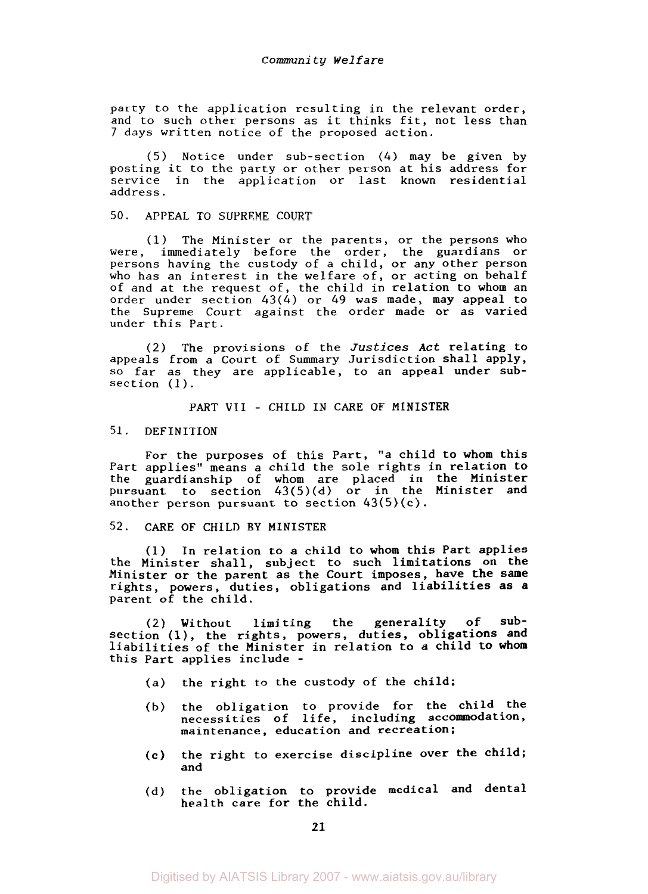party to the application resulting in the relevant order, and to such other persons as it thinks fit, not less than 7 days written notice of the proposed action.

(5) Notice under sub-section (4) may be given by posting it to the party or other person at his address for service in the application or last known residential address.

## 50. APPEAL TO SUPREME COURT

(1) The Minister or the parents, or the persons who were, immediately before the order, the guardians or persons having the custody of a child, or any other person who has an interest in the welfare of, or acting on behalf of and at the request of, the child in relation to whom an order under section 43(4) or 49 was made, may appeal to the Supreme Court against the order made or as varied under this Part.

(2) The provisions of the *Justices Act* relating to appeals from a Court of Summary Jurisdiction shall apply, so far as they are applicable, to an appeal under sub-section (1).

# PART VII - CHILD IN CARE OF MINISTER

## 51. DEFINITION

For the purposes of this Part, "a child to whom this Part applies" means a child the sole rights in relation to the guardianship of whom are placed in the Minister pursuant to section 43(5)(d) or in the Minister and another person pursuant to section 43(5)(c).

## 52. CARE OF CHILD BY MINISTER

(1) In relation to a child to whom this Part applies the Minister shall, subject to such limitations on the Minister or the parent as the Court imposes, have the same rights, powers, duties, obligations and liabilities as a parent of the child.

(2) Without limiting the generality of sub-section (1), the rights, powers, duties, obligations and liabilities of the Minister in relation to a child to whom this Part applies include -

(a) the right to the custody of the child;

(b) the obligation to provide for the child the necessities of life, including accommodation, maintenance, education and recreation;

(c) the right to exercise discipline over the child; and

(d) the obligation to provide medical and dental health care for the child.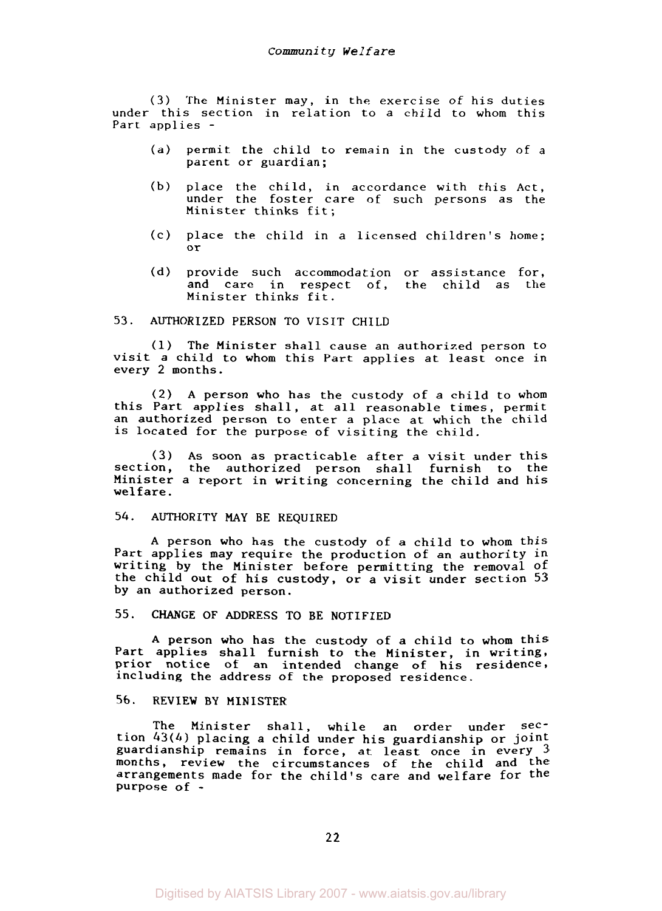(3) The Minister may, in the exercise of his duties under this section in relation to a child to whom this Part applies -

(a) permit the child to remain in the custody of a parent or guardian;

(b) place the child, in accordance with this Act, under the foster care of such persons as the Minister thinks fit;

(c) place the child in a licensed children's home; or

(d) provide such accommodation or assistance for, and care in respect of, the child as the Minister thinks fit.

## 53. AUTHORIZED PERSON TO VISIT CHILD

(1) The Minister shall cause an authorized person to visit a child to whom this Part applies at least once in every 2 months.

(2) A person who has the custody of a child to whom this Part applies shall, at all reasonable times, permit an authorized person to enter a place at which the child is located for the purpose of visiting the child.

(3) As soon as practicable after a visit under this section, the authorized person shall furnish to the Minister a report in writing concerning the child and his welfare.

## 54. AUTHORITY MAY BE REQUIRED

A person who has the custody of a child to whom this Part applies may require the production of an authority in writing by the Minister before permitting the removal of the child out of his custody, or a visit under section 53 by an authorized person.

## 55. CHANGE OF ADDRESS TO BE NOTIFIED

A person who has the custody of a child to whom this Part applies shall furnish to the Minister, in writing, prior notice of an intended change of his residence, including the address of the proposed residence.

## 56. REVIEW BY MINISTER

The Minister shall, while an order under section 43(4) placing a child under his guardianship or joint guardianship remains in force, at least once in every 3 months, review the circumstances of the child and the arrangements made for the child's care and welfare for the purpose of -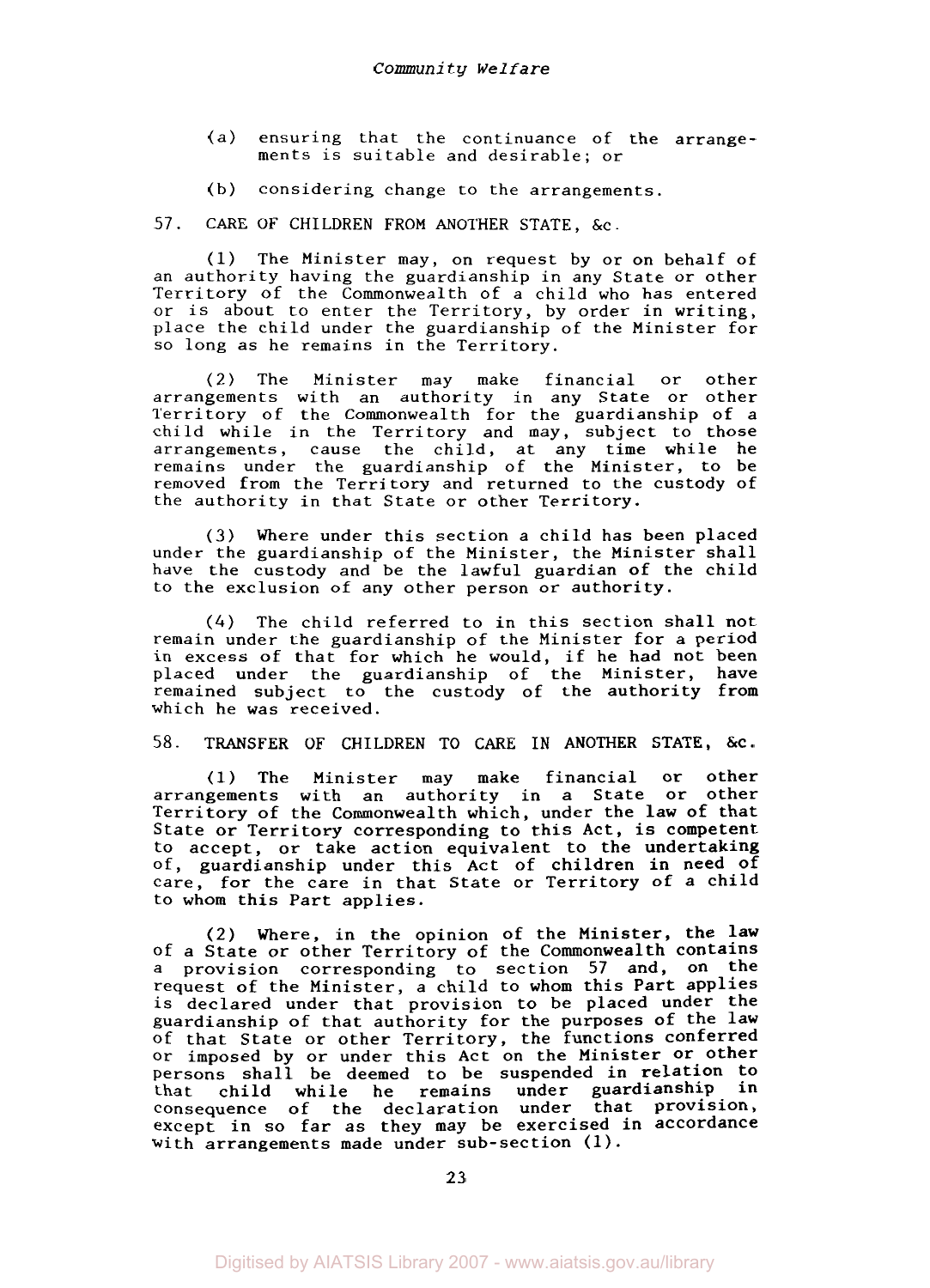(a) ensuring that the continuance of the arrangements is suitable and desirable; or

(b) considering change to the arrangements.

## 57. CARE OF CHILDREN FROM ANOTHER STATE, &c.

(1) The Minister may, on request by or on behalf of an authority having the guardianship in any State or other Territory of the Commonwealth of a child who has entered or is about to enter the Territory, by order in writing, place the child under the guardianship of the Minister for so long as he remains in the Territory.

(2) The Minister may make financial or other arrangements with an authority in any State or other Territory of the Commonwealth for the guardianship of a child while in the Territory and may, subject to those arrangements, cause the child, at any time while he remains under the guardianship of the Minister, to be removed from the Territory and returned to the custody of the authority in that State or other Territory.

(3) Where under this section a child has been placed under the guardianship of the Minister, the Minister shall have the custody and be the lawful guardian of the child to the exclusion of any other person or authority.

(4) The child referred to in this section shall not remain under the guardianship of the Minister for a period in excess of that for which he would, if he had not been placed under the guardianship of the Minister, have remained subject to the custody of the authority from which he was received.

## 58. TRANSFER OF CHILDREN TO CARE IN ANOTHER STATE, &c.

(1) The Minister may make financial or other arrangements with an authority in a State or other Territory of the Commonwealth which, under the law of that State or Territory corresponding to this Act, is competent to accept, or take action equivalent to the undertaking of, guardianship under this Act of children in need of care, for the care in that State or Territory of a child to whom this Part applies.

(2) Where, in the opinion of the Minister, the law of a State or other Territory of the Commonwealth contains a provision corresponding to section 57 and, on the request of the Minister, a child to whom this Part applies is declared under that provision to be placed under the guardianship of that authority for the purposes of the law of that State or other Territory, the functions conferred or imposed by or under this Act on the Minister or other persons shall be deemed to be suspended in relation to that child while he remains under guardianship in consequence of the declaration under that provision, except in so far as they may be exercised in accordance with arrangements made under sub-section (1).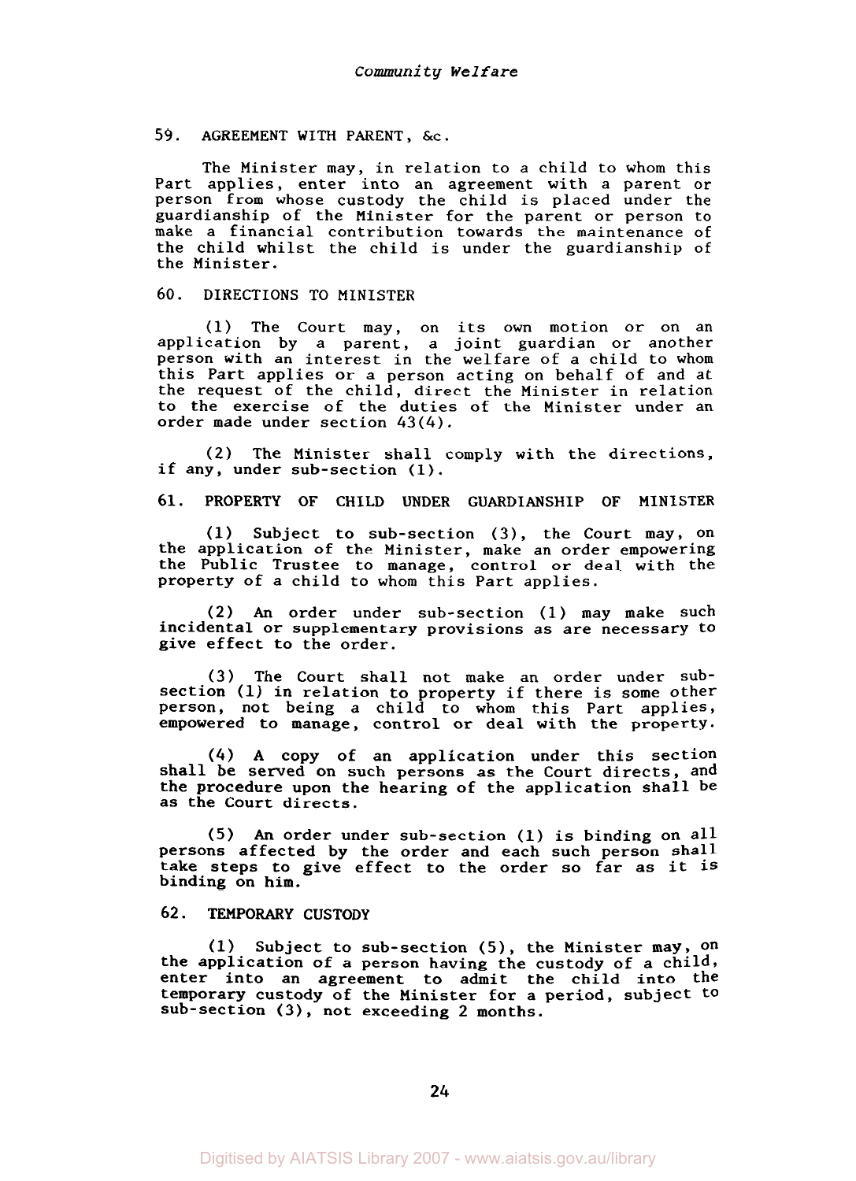### 59. AGREEMENT WITH PARENT, &c.

The Minister may, in relation to a child to whom this Part applies, enter into an agreement with a parent or person from whose custody the child is placed under the guardianship of the Minister for the parent or person to make a financial contribution towards the maintenance of the child whilst the child is under the guardianship of the Minister.

### 60. DIRECTIONS TO MINISTER

(1) The Court may, on its own motion or on an application by a parent, a joint guardian or another person with an interest in the welfare of a child to whom this Part applies or a person acting on behalf of and at the request of the child, direct the Minister in relation to the exercise of the duties of the Minister under an order made under section 43(4).

(2) The Minister shall comply with the directions, if any, under sub-section (1).

### 61. PROPERTY OF CHILD UNDER GUARDIANSHIP OF MINISTER

(1) Subject to sub-section (3), the Court may, on the application of the Minister, make an order empowering the Public Trustee to manage, control or deal with the property of a child to whom this Part applies.

(2) An order under sub-section (1) may make such incidental or supplementary provisions as are necessary to give effect to the order.

(3) The Court shall not make an order under sub-section (1) in relation to property if there is some other person, not being a child to whom this Part applies, empowered to manage, control or deal with the property.

(4) A copy of an application under this section shall be served on such persons as the Court directs, and the procedure upon the hearing of the application shall be as the Court directs.

(5) An order under sub-section (1) is binding on all persons affected by the order and each such person shall take steps to give effect to the order so far as it is binding on him.

### 62. TEMPORARY CUSTODY

(1) Subject to sub-section (5), the Minister may, on the application of a person having the custody of a child, enter into an agreement to admit the child into the temporary custody of the Minister for a period, subject to sub-section (3), not exceeding 2 months.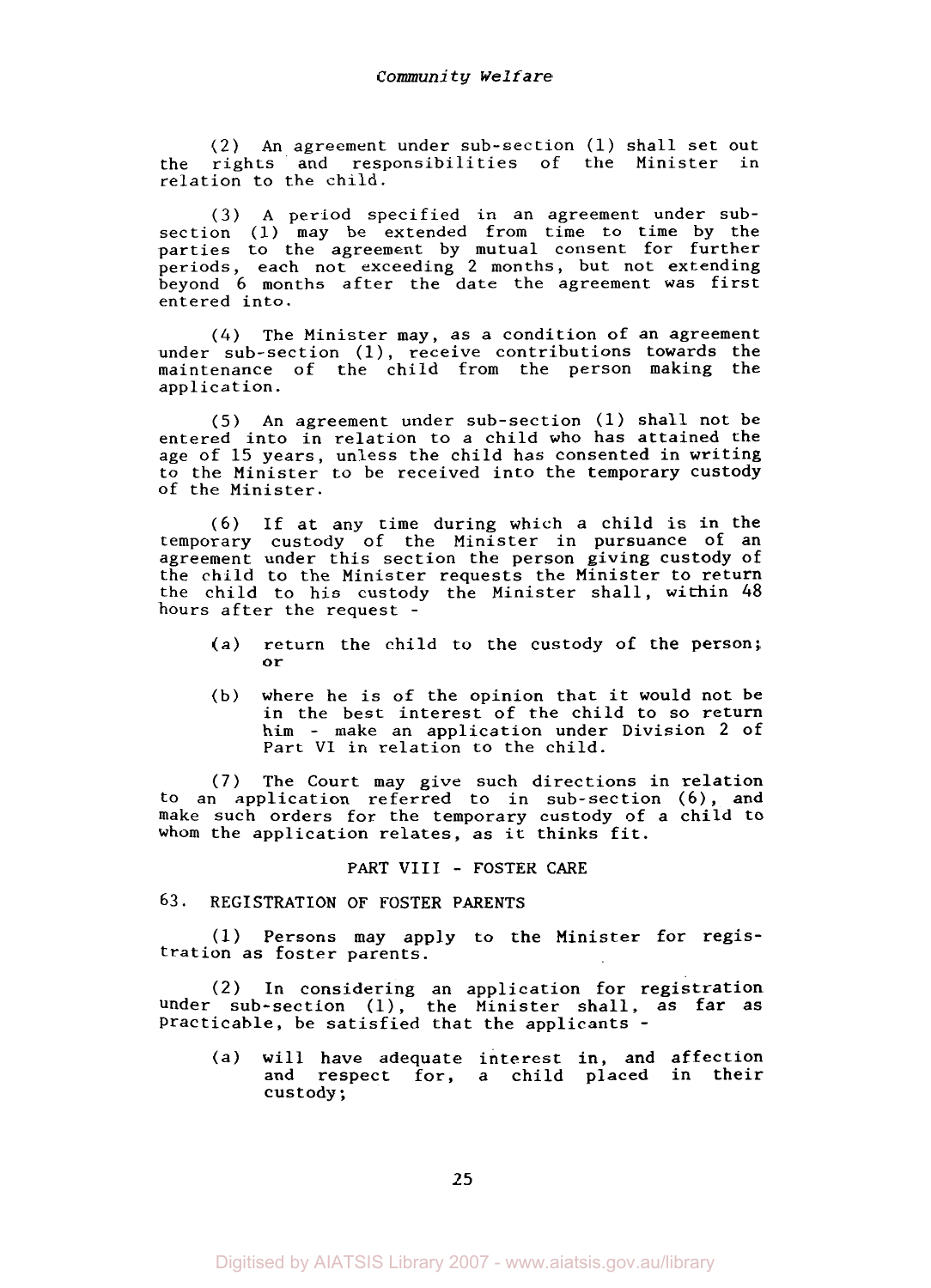(2) An agreement under sub-section (1) shall set out the rights and responsibilities of the Minister in relation to the child.

(3) A period specified in an agreement under sub-section (1) may be extended from time to time by the parties to the agreement by mutual consent for further periods, each not exceeding 2 months, but not extending beyond 6 months after the date the agreement was first entered into.

(4) The Minister may, as a condition of an agreement under sub-section (1), receive contributions towards the maintenance of the child from the person making the application.

(5) An agreement under sub-section (1) shall not be entered into in relation to a child who has attained the age of 15 years, unless the child has consented in writing to the Minister to be received into the temporary custody of the Minister.

(6) If at any time during which a child is in the temporary custody of the Minister in pursuance of an agreement under this section the person giving custody of the child to the Minister requests the Minister to return the child to his custody the Minister shall, within 48 hours after the request -

- (a) return the child to the custody of the person; or
- (b) where he is of the opinion that it would not be in the best interest of the child to so return him - make an application under Division 2 of Part VI in relation to the child.

(7) The Court may give such directions in relation to an application referred to in sub-section (6), and make such orders for the temporary custody of a child to whom the application relates, as it thinks fit.

## PART VIII - FOSTER CARE

### 63. REGISTRATION OF FOSTER PARENTS

(1) Persons may apply to the Minister for registration as foster parents.

(2) In considering an application for registration under sub-section (1), the Minister shall, as far as practicable, be satisfied that the applicants -

- (a) will have adequate interest in, and affection and respect for, a child placed in their custody;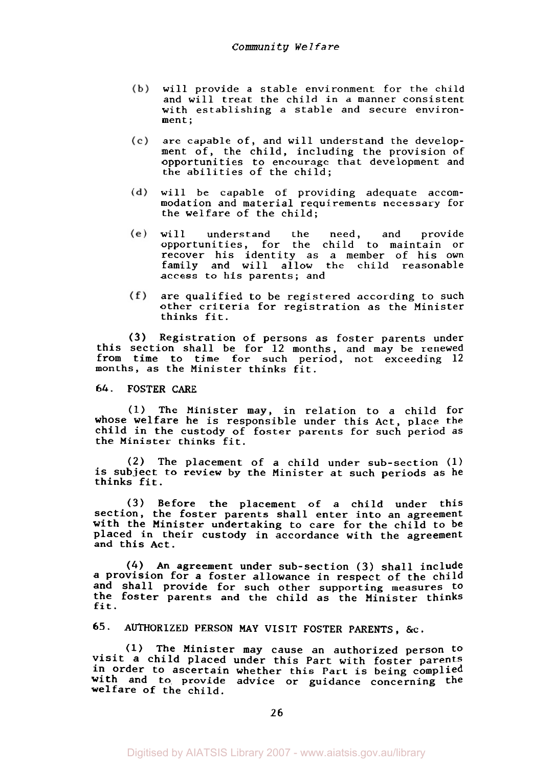(b) will provide a stable environment for the child and will treat the child in a manner consistent with establishing a stable and secure environment;

(c) are capable of, and will understand the development of, the child, including the provision of opportunities to encourage that development and the abilities of the child;

(d) will be capable of providing adequate accommodation and material requirements necessary for the welfare of the child;

(e) will understand the need, and provide opportunities, for the child to maintain or recover his identity as a member of his own family and will allow the child reasonable access to his parents; and

(f) are qualified to be registered according to such other criteria for registration as the Minister thinks fit.

(3) Registration of persons as foster parents under this section shall be for 12 months, and may be renewed from time to time for such period, not exceeding 12 months, as the Minister thinks fit.

## 64. FOSTER CARE

(1) The Minister may, in relation to a child for whose welfare he is responsible under this Act, place the child in the custody of foster parents for such period as the Minister thinks fit.

(2) The placement of a child under sub-section (1) is subject to review by the Minister at such periods as he thinks fit.

(3) Before the placement of a child under this section, the foster parents shall enter into an agreement with the Minister undertaking to care for the child to be placed in their custody in accordance with the agreement and this Act.

(4) An agreement under sub-section (3) shall include a provision for a foster allowance in respect of the child and shall provide for such other supporting measures to the foster parents and the child as the Minister thinks fit.

## 65. AUTHORIZED PERSON MAY VISIT FOSTER PARENTS, &c.

(1) The Minister may cause an authorized person to visit a child placed under this Part with foster parents in order to ascertain whether this Part is being complied with and to provide advice or guidance concerning the welfare of the child.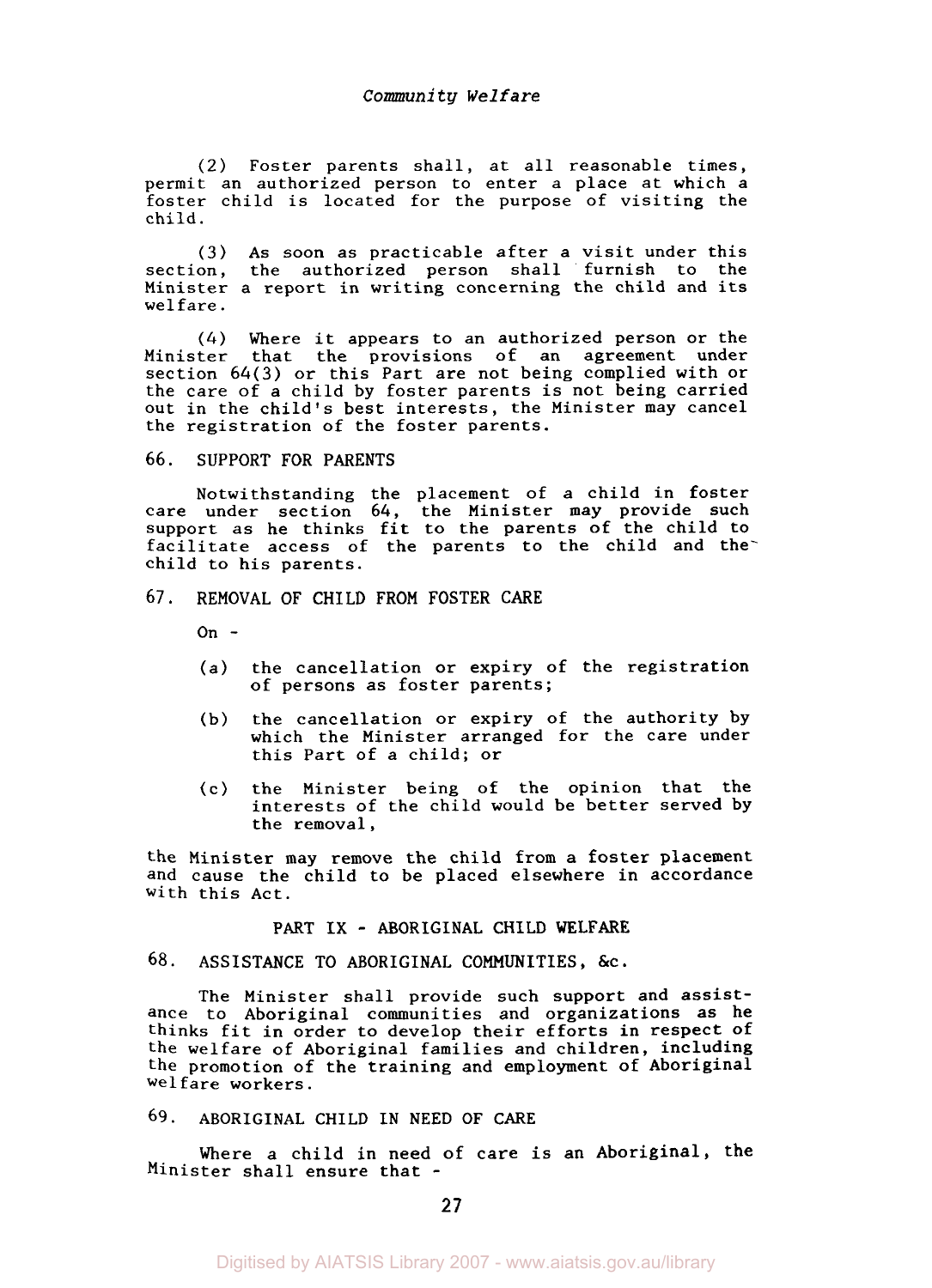(2) Foster parents shall, at all reasonable times, permit an authorized person to enter a place at which a foster child is located for the purpose of visiting the child.

(3) As soon as practicable after a visit under this section, the authorized person shall furnish to the Minister a report in writing concerning the child and its welfare.

(4) Where it appears to an authorized person or the Minister that the provisions of an agreement under section 64(3) or this Part are not being complied with or the care of a child by foster parents is not being carried out in the child's best interests, the Minister may cancel the registration of the foster parents.

66. SUPPORT FOR PARENTS

Notwithstanding the placement of a child in foster care under section 64, the Minister may provide such support as he thinks fit to the parents of the child to facilitate access of the parents to the child and the child to his parents.

67. REMOVAL OF CHILD FROM FOSTER CARE

On -

(a) the cancellation or expiry of the registration of persons as foster parents;

(b) the cancellation or expiry of the authority by which the Minister arranged for the care under this Part of a child; or

(c) the Minister being of the opinion that the interests of the child would be better served by the removal,

the Minister may remove the child from a foster placement and cause the child to be placed elsewhere in accordance with this Act.

## PART IX - ABORIGINAL CHILD WELFARE

68. ASSISTANCE TO ABORIGINAL COMMUNITIES, &c.

The Minister shall provide such support and assistance to Aboriginal communities and organizations as he thinks fit in order to develop their efforts in respect of the welfare of Aboriginal families and children, including the promotion of the training and employment of Aboriginal welfare workers.

69. ABORIGINAL CHILD IN NEED OF CARE

Where a child in need of care is an Aboriginal, the Minister shall ensure that -